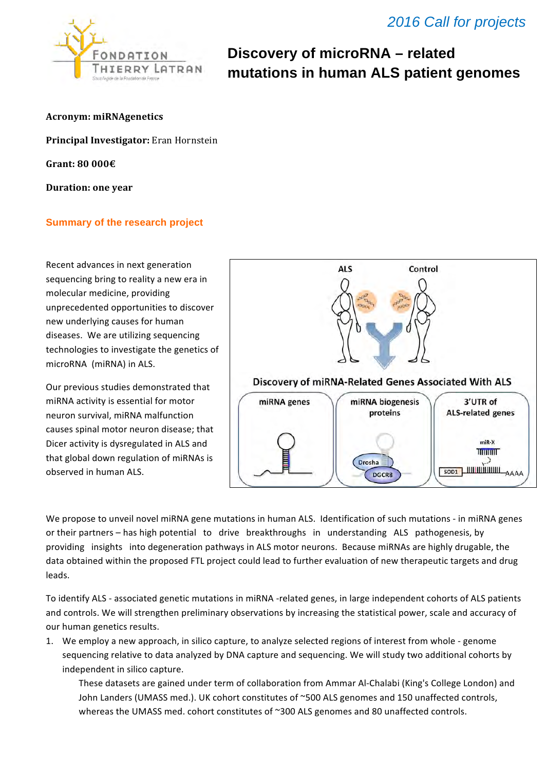*2016 Call for projects*

# Discovery of microRNA – related mutations in human ALS patient genomes

**Acronym: miRNAgenetics**

**Principal Investigator:** Eran Hornstein

**Grant: 80 000€**

**Duration: one year**

## Summary of the research project

Recent advances in next generation sequencing bring to reality a new era in molecular medicine, providing unprecedented opportunities to discover new underlying causes for human diseases. We are utilizing sequencing technologies to investigate the genetics of microRNA (miRNA) in ALS.

Our previous studies demonstrated that miRNA activity is essential for motor neuron survival, miRNA malfunction causes spinal motor neuron disease; that Dicer activity is dysregulated in ALS and that global down regulation of miRNAs is observed in human ALS.

We propose to unveil novel miRNA gene mutations in human ALS. Identification of such mutations - in miRNA genes or their partners – has high potential to drive breakthroughs in understanding ALS pathogenesis, by providing insights into degeneration pathways in ALS motor neurons. Because miRNAs are highly drugable, the data obtained within the proposed FTL project could lead to further evaluation of new therapeutic targets and drug leads.

To identify ALS - associated genetic mutations in miRNA -related genes, in large independent cohorts of ALS patients and controls. We will strengthen preliminary observations by increasing the statistical power, scale and accuracy of our human genetics results.

1. We employ a new approach, in silico capture, to analyze selected regions of interest from whole - genome sequencing relative to data analyzed by DNA capture and sequencing. We will study two additional cohorts by independent in silico capture.

   These datasets are gained under term of collaboration from Ammar Al-Chalabi (King's College London) and John Landers (UMASS med.). UK cohort constitutes of ~500 ALS genomes and 150 unaffected controls, whereas the UMASS med. cohort constitutes of ~300 ALS genomes and 80 unaffected controls.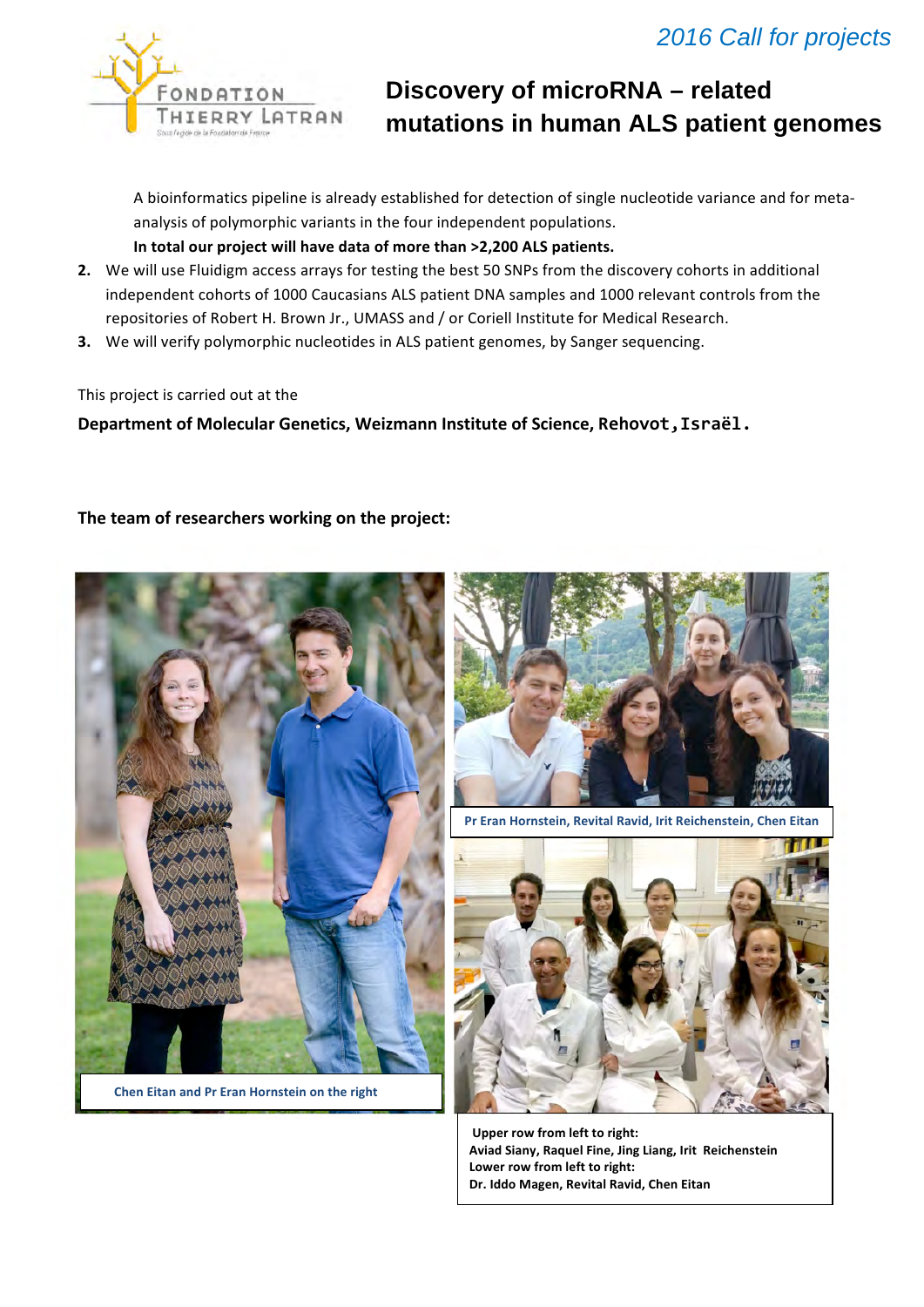*2016 Call for projects*

# Discovery of microRNA – related mutations in human ALS patient genomes

A bioinformatics pipeline is already established for detection of single nucleotide variance and for meta-analysis of polymorphic variants in the four independent populations.

**In total our project will have data of more than >2,200 ALS patients.**

2. We will use Fluidigm access arrays for testing the best 50 SNPs from the discovery cohorts in additional independent cohorts of 1000 Caucasians ALS patient DNA samples and 1000 relevant controls from the repositories of Robert H. Brown Jr., UMASS and / or Coriell Institute for Medical Research.
3. We will verify polymorphic nucleotides in ALS patient genomes, by Sanger sequencing.

This project is carried out at the

**Department of Molecular Genetics, Weizmann Institute of Science, Rehovot, Israël.**

**The team of researchers working on the project:**

Chen Eitan and Pr Eran Hornstein on the right

Pr Eran Hornstein, Revital Ravid, Irit Reichenstein, Chen Eitan

**Upper row from left to right:**
**Aviad Siany, Raquel Fine, Jing Liang, Irit Reichenstein**
**Lower row from left to right:**
**Dr. Iddo Magen, Revital Ravid, Chen Eitan**